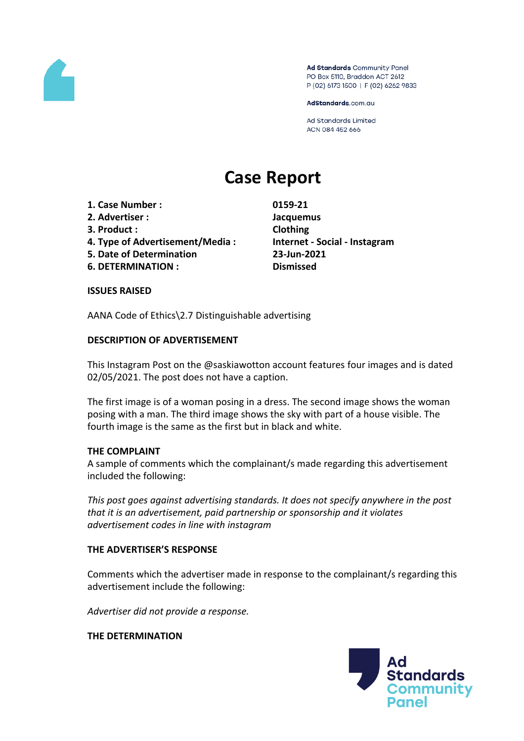Ad Standards Community Panel
PO Box 5110, Braddon ACT 2612
P (02) 6173 1500 | F (02) 6262 9833

AdStandards.com.au

Ad Standards Limited
ACN 084 452 666

# Case Report

| | |
|---|---|
| **1. Case Number :** | **0159-21** |
| **2. Advertiser :** | **Jacquemus** |
| **3. Product :** | **Clothing** |
| **4. Type of Advertisement/Media :** | **Internet - Social - Instagram** |
| **5. Date of Determination** | **23-Jun-2021** |
| **6. DETERMINATION :** | **Dismissed** |

**ISSUES RAISED**

AANA Code of Ethics\2.7 Distinguishable advertising

**DESCRIPTION OF ADVERTISEMENT**

This Instagram Post on the @saskiawotton account features four images and is dated 02/05/2021. The post does not have a caption.

The first image is of a woman posing in a dress. The second image shows the woman posing with a man. The third image shows the sky with part of a house visible. The fourth image is the same as the first but in black and white.

**THE COMPLAINT**

A sample of comments which the complainant/s made regarding this advertisement included the following:

*This post goes against advertising standards. It does not specify anywhere in the post that it is an advertisement, paid partnership or sponsorship and it violates advertisement codes in line with instagram*

**THE ADVERTISER'S RESPONSE**

Comments which the advertiser made in response to the complainant/s regarding this advertisement include the following:

*Advertiser did not provide a response.*

**THE DETERMINATION**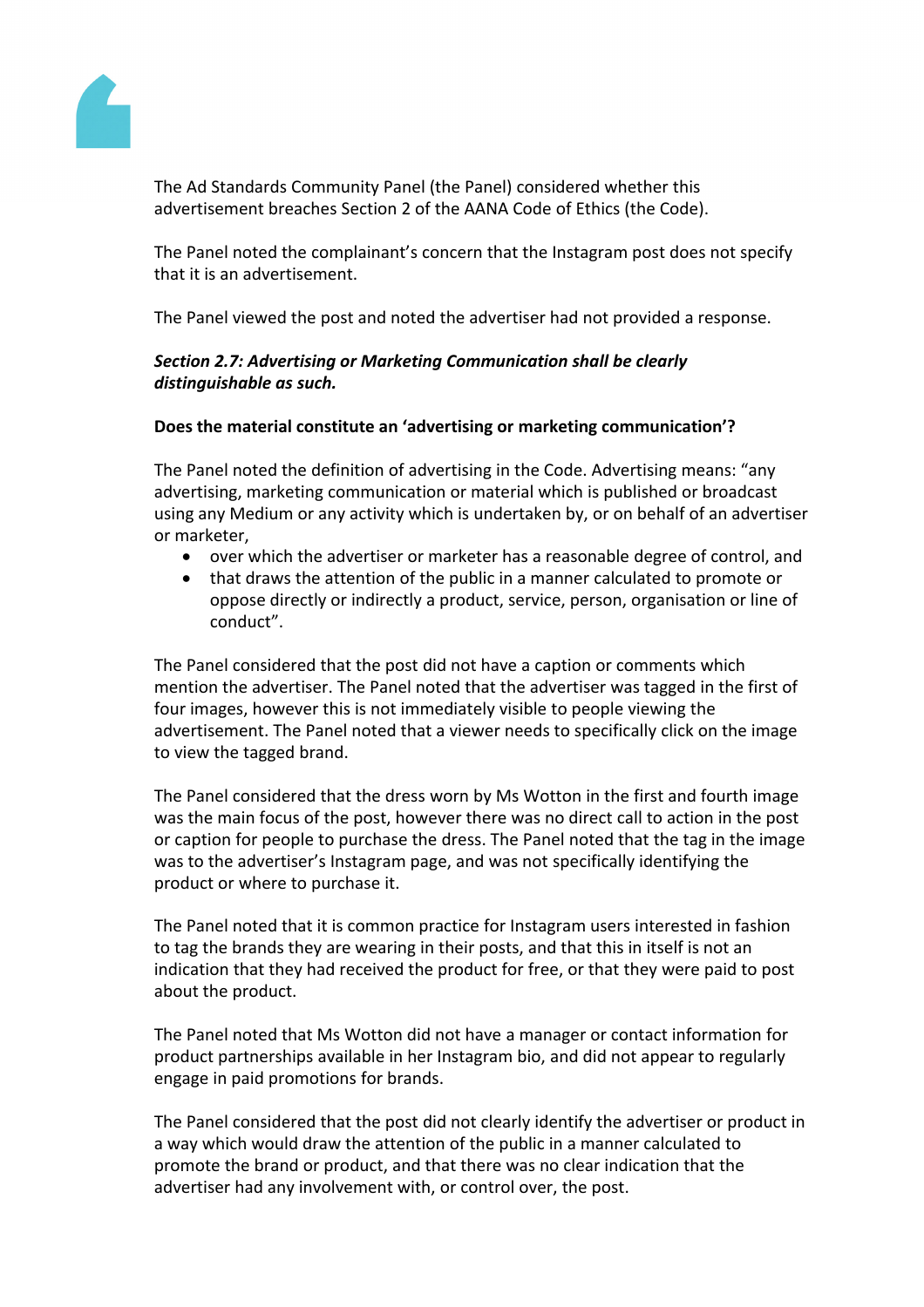The Ad Standards Community Panel (the Panel) considered whether this advertisement breaches Section 2 of the AANA Code of Ethics (the Code).

The Panel noted the complainant's concern that the Instagram post does not specify that it is an advertisement.

The Panel viewed the post and noted the advertiser had not provided a response.

***Section 2.7: Advertising or Marketing Communication shall be clearly distinguishable as such.***

**Does the material constitute an 'advertising or marketing communication'?**

The Panel noted the definition of advertising in the Code. Advertising means: "any advertising, marketing communication or material which is published or broadcast using any Medium or any activity which is undertaken by, or on behalf of an advertiser or marketer,

- over which the advertiser or marketer has a reasonable degree of control, and
- that draws the attention of the public in a manner calculated to promote or oppose directly or indirectly a product, service, person, organisation or line of conduct".

The Panel considered that the post did not have a caption or comments which mention the advertiser. The Panel noted that the advertiser was tagged in the first of four images, however this is not immediately visible to people viewing the advertisement. The Panel noted that a viewer needs to specifically click on the image to view the tagged brand.

The Panel considered that the dress worn by Ms Wotton in the first and fourth image was the main focus of the post, however there was no direct call to action in the post or caption for people to purchase the dress. The Panel noted that the tag in the image was to the advertiser's Instagram page, and was not specifically identifying the product or where to purchase it.

The Panel noted that it is common practice for Instagram users interested in fashion to tag the brands they are wearing in their posts, and that this in itself is not an indication that they had received the product for free, or that they were paid to post about the product.

The Panel noted that Ms Wotton did not have a manager or contact information for product partnerships available in her Instagram bio, and did not appear to regularly engage in paid promotions for brands.

The Panel considered that the post did not clearly identify the advertiser or product in a way which would draw the attention of the public in a manner calculated to promote the brand or product, and that there was no clear indication that the advertiser had any involvement with, or control over, the post.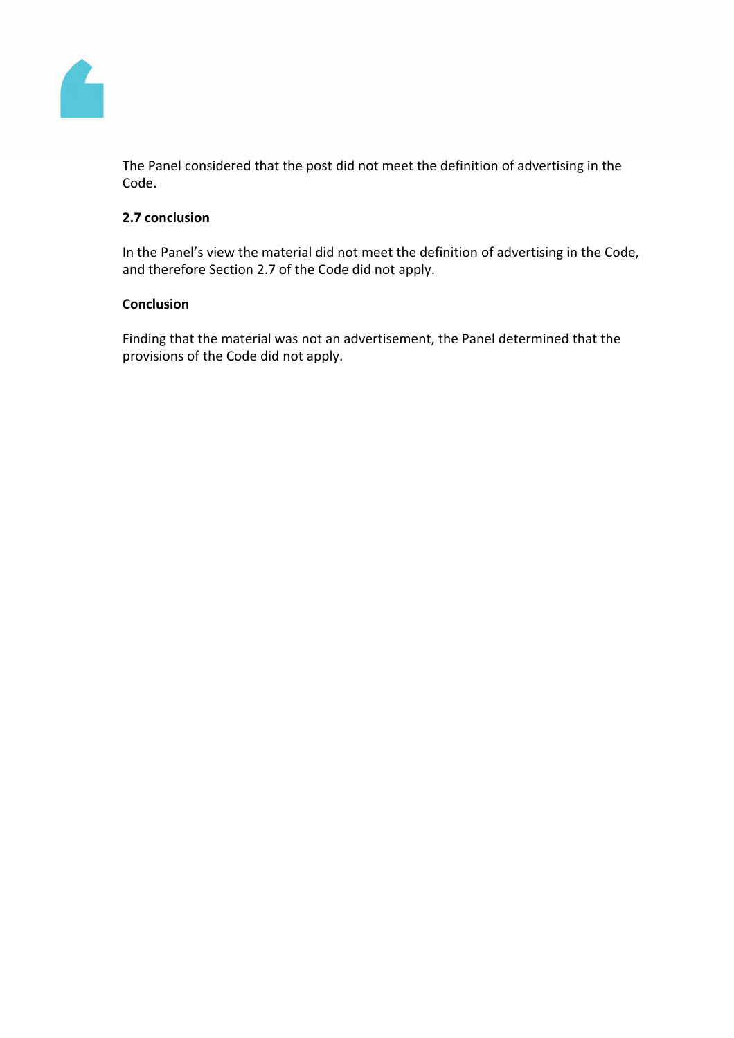The Panel considered that the post did not meet the definition of advertising in the Code.

**2.7 conclusion**

In the Panel's view the material did not meet the definition of advertising in the Code, and therefore Section 2.7 of the Code did not apply.

**Conclusion**

Finding that the material was not an advertisement, the Panel determined that the provisions of the Code did not apply.